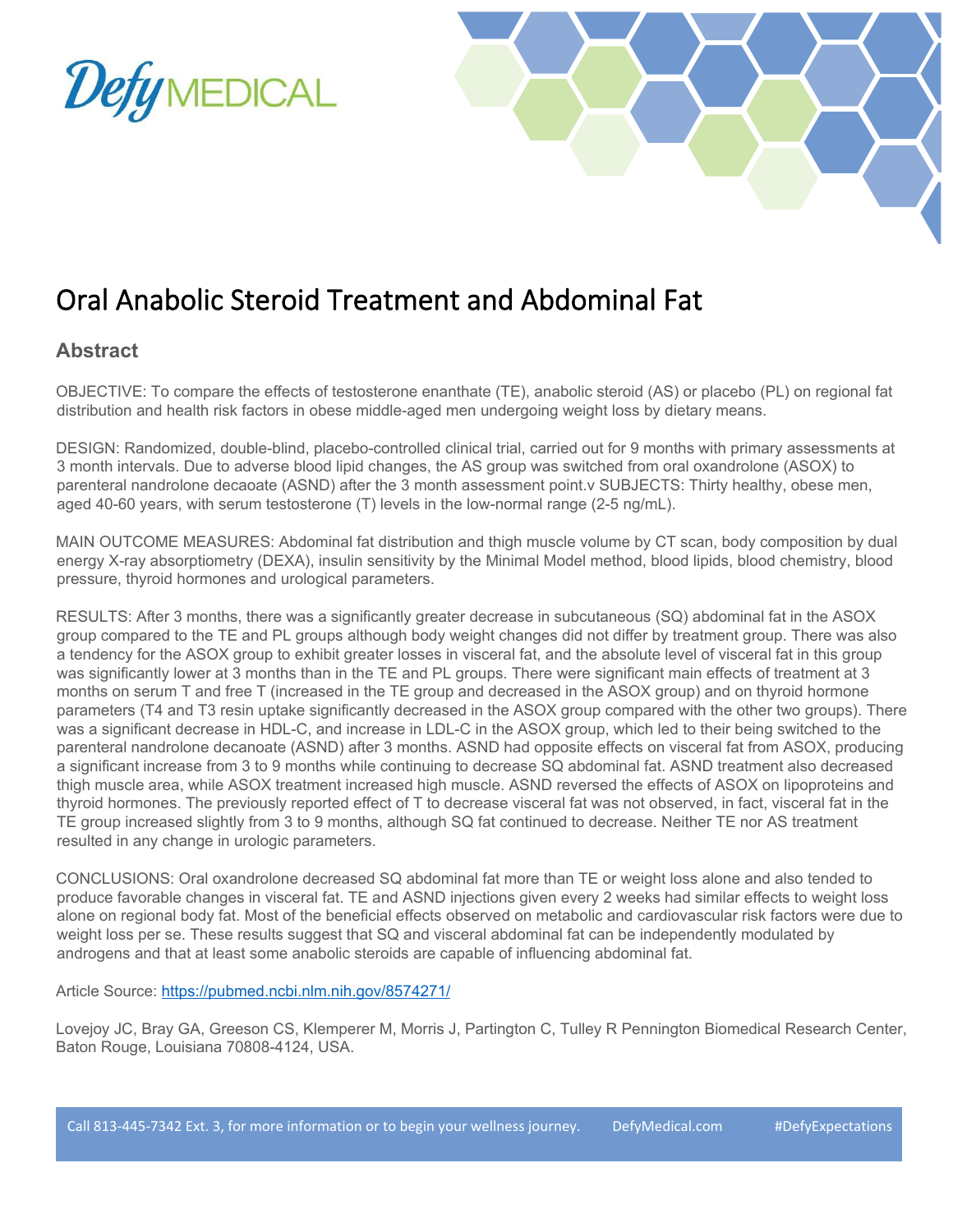Defy MEDICAL

# Oral Anabolic Steroid Treatment and Abdominal Fat

## Abstract

OBJECTIVE: To compare the effects of testosterone enanthate (TE), anabolic steroid (AS) or placebo (PL) on regional fat distribution and health risk factors in obese middle-aged men undergoing weight loss by dietary means.

DESIGN: Randomized, double-blind, placebo-controlled clinical trial, carried out for 9 months with primary assessments at 3 month intervals. Due to adverse blood lipid changes, the AS group was switched from oral oxandrolone (ASOX) to parenteral nandrolone decaoate (ASND) after the 3 month assessment point.v SUBJECTS: Thirty healthy, obese men, aged 40-60 years, with serum testosterone (T) levels in the low-normal range (2-5 ng/mL).

MAIN OUTCOME MEASURES: Abdominal fat distribution and thigh muscle volume by CT scan, body composition by dual energy X-ray absorptiometry (DEXA), insulin sensitivity by the Minimal Model method, blood lipids, blood chemistry, blood pressure, thyroid hormones and urological parameters.

RESULTS: After 3 months, there was a significantly greater decrease in subcutaneous (SQ) abdominal fat in the ASOX group compared to the TE and PL groups although body weight changes did not differ by treatment group. There was also a tendency for the ASOX group to exhibit greater losses in visceral fat, and the absolute level of visceral fat in this group was significantly lower at 3 months than in the TE and PL groups. There were significant main effects of treatment at 3 months on serum T and free T (increased in the TE group and decreased in the ASOX group) and on thyroid hormone parameters (T4 and T3 resin uptake significantly decreased in the ASOX group compared with the other two groups). There was a significant decrease in HDL-C, and increase in LDL-C in the ASOX group, which led to their being switched to the parenteral nandrolone decanoate (ASND) after 3 months. ASND had opposite effects on visceral fat from ASOX, producing a significant increase from 3 to 9 months while continuing to decrease SQ abdominal fat. ASND treatment also decreased thigh muscle area, while ASOX treatment increased high muscle. ASND reversed the effects of ASOX on lipoproteins and thyroid hormones. The previously reported effect of T to decrease visceral fat was not observed, in fact, visceral fat in the TE group increased slightly from 3 to 9 months, although SQ fat continued to decrease. Neither TE nor AS treatment resulted in any change in urologic parameters.

CONCLUSIONS: Oral oxandrolone decreased SQ abdominal fat more than TE or weight loss alone and also tended to produce favorable changes in visceral fat. TE and ASND injections given every 2 weeks had similar effects to weight loss alone on regional body fat. Most of the beneficial effects observed on metabolic and cardiovascular risk factors were due to weight loss per se. These results suggest that SQ and visceral abdominal fat can be independently modulated by androgens and that at least some anabolic steroids are capable of influencing abdominal fat.

Article Source: https://pubmed.ncbi.nlm.nih.gov/8574271/

Lovejoy JC, Bray GA, Greeson CS, Klemperer M, Morris J, Partington C, Tulley R Pennington Biomedical Research Center, Baton Rouge, Louisiana 70808-4124, USA.

Call 813-445-7342 Ext. 3, for more information or to begin your wellness journey. DefyMedical.com #DefyExpectations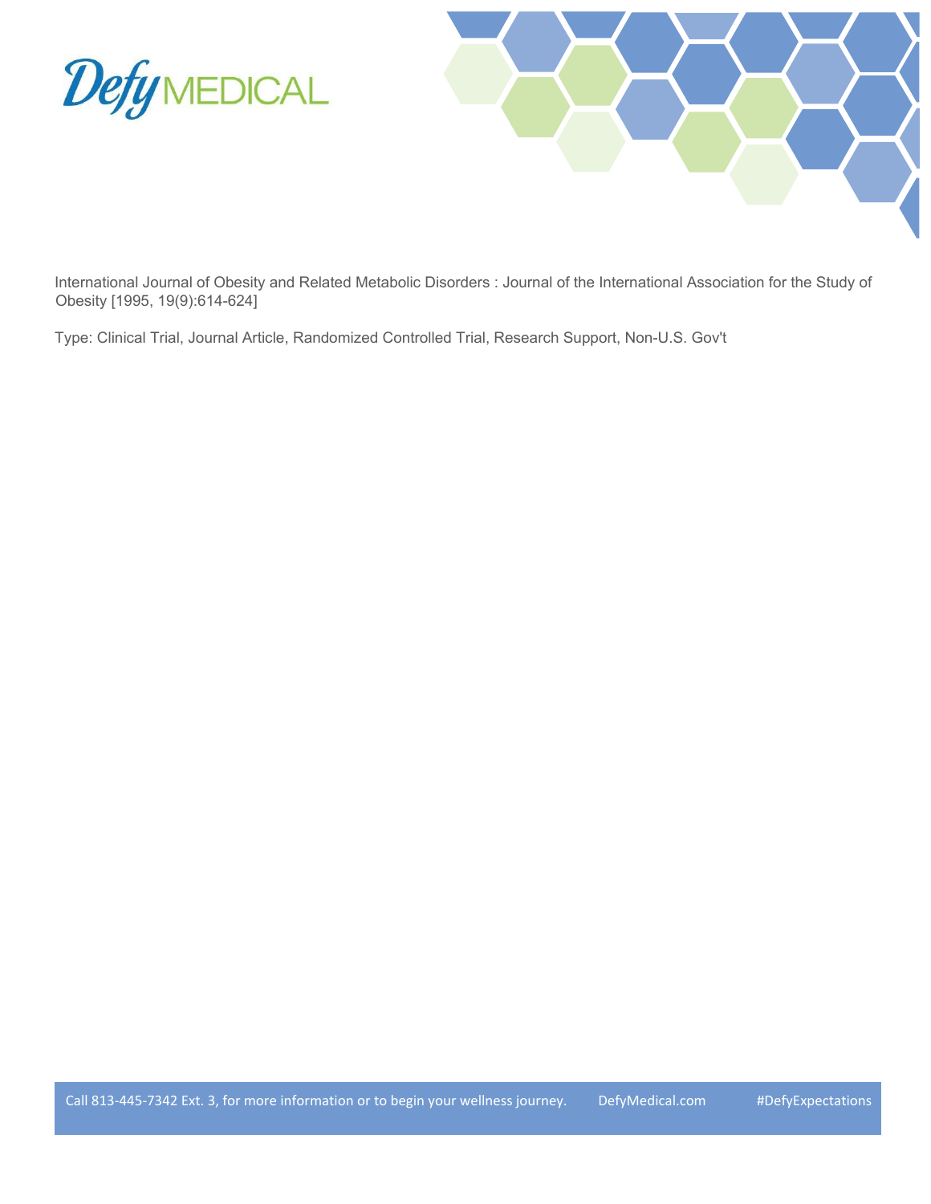International Journal of Obesity and Related Metabolic Disorders : Journal of the International Association for the Study of Obesity [1995, 19(9):614-624]

Type: Clinical Trial, Journal Article, Randomized Controlled Trial, Research Support, Non-U.S. Gov't